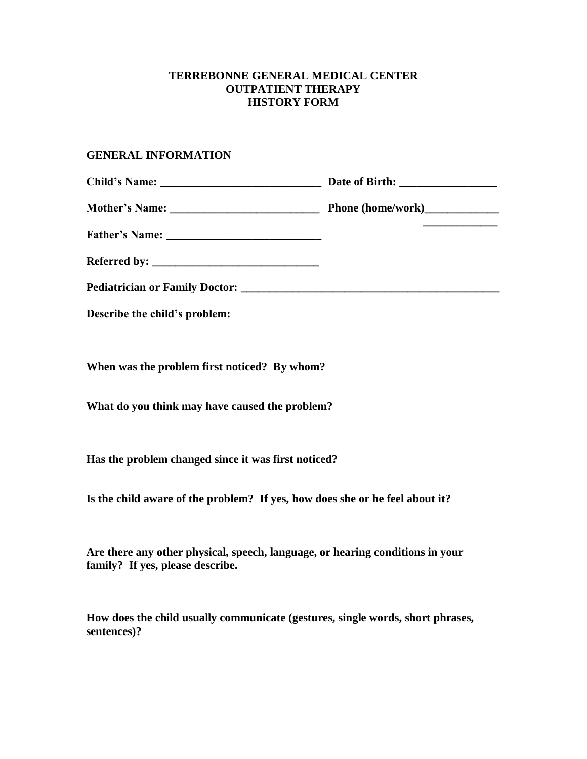**TERREBONNE GENERAL MEDICAL CENTER**
**OUTPATIENT THERAPY**
**HISTORY FORM**

## GENERAL INFORMATION

**Child's Name:** ____________________________ **Date of Birth:** _________________

**Mother's Name:** __________________________ **Phone (home/work)**_____________
_____________

**Father's Name:** __________________________

**Referred by:** _____________________________

**Pediatrician or Family Doctor:** _______________________________________________

**Describe the child's problem:**

**When was the problem first noticed? By whom?**

**What do you think may have caused the problem?**

**Has the problem changed since it was first noticed?**

**Is the child aware of the problem? If yes, how does she or he feel about it?**

**Are there any other physical, speech, language, or hearing conditions in your family? If yes, please describe.**

**How does the child usually communicate (gestures, single words, short phrases, sentences)?**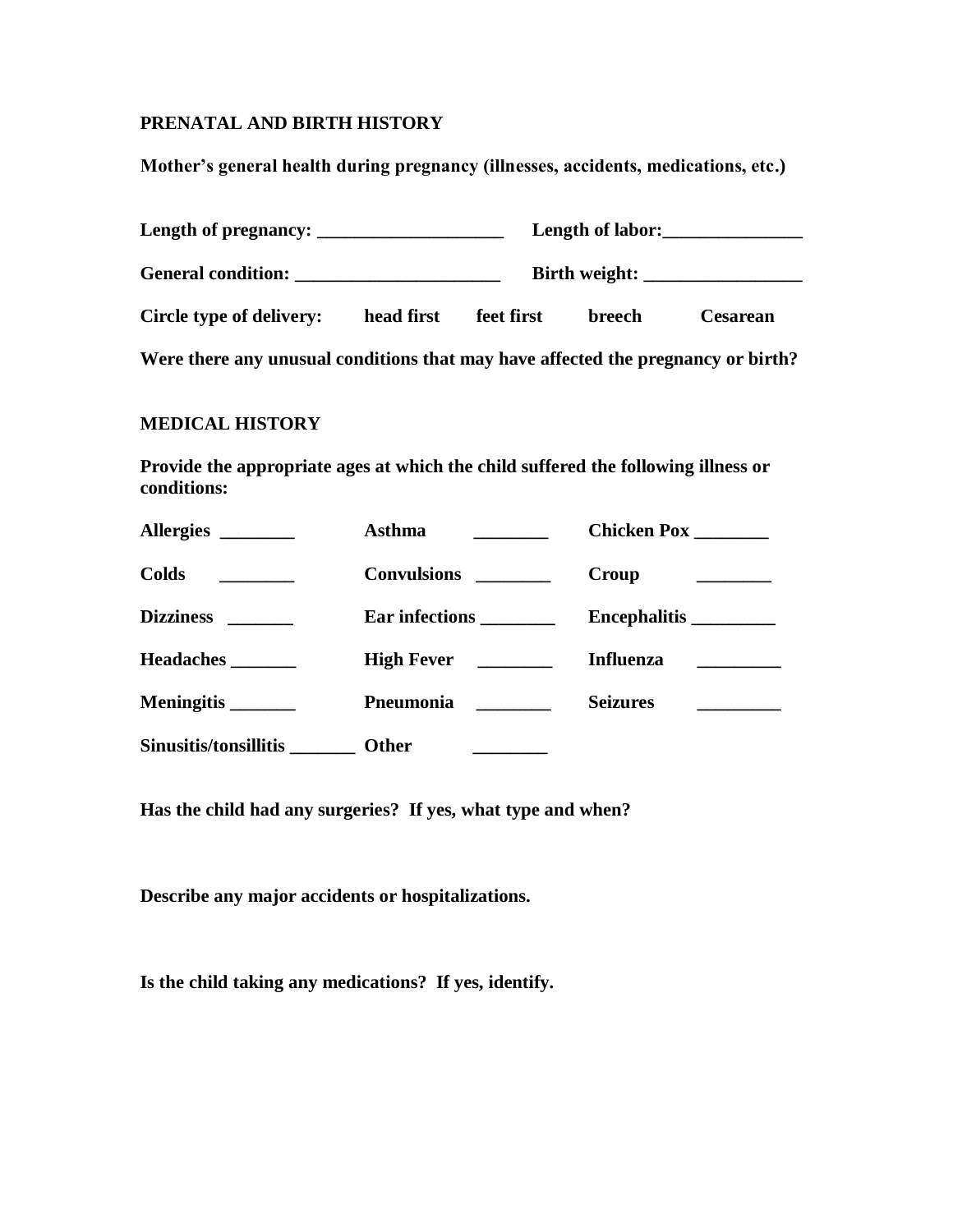## PRENATAL AND BIRTH HISTORY

**Mother's general health during pregnancy (illnesses, accidents, medications, etc.)**

**Length of pregnancy: ____________________** **Length of labor:_______________**

**General condition: ______________________** **Birth weight: _________________**

**Circle type of delivery:** **head first** **feet first** **breech** **Cesarean**

**Were there any unusual conditions that may have affected the pregnancy or birth?**

## MEDICAL HISTORY

**Provide the appropriate ages at which the child suffered the following illness or conditions:**

| | | |
|---|---|---|
| **Allergies** ________ | **Asthma** ________ | **Chicken Pox** ________ |
| **Colds** ________ | **Convulsions** ________ | **Croup** ________ |
| **Dizziness** _______ | **Ear infections** ________ | **Encephalitis** _________ |
| **Headaches** _______ | **High Fever** ________ | **Influenza** _________ |
| **Meningitis** _______ | **Pneumonia** ________ | **Seizures** _________ |
| **Sinusitis/tonsillitis** _______ | **Other** ________ | |

**Has the child had any surgeries? If yes, what type and when?**

**Describe any major accidents or hospitalizations.**

**Is the child taking any medications? If yes, identify.**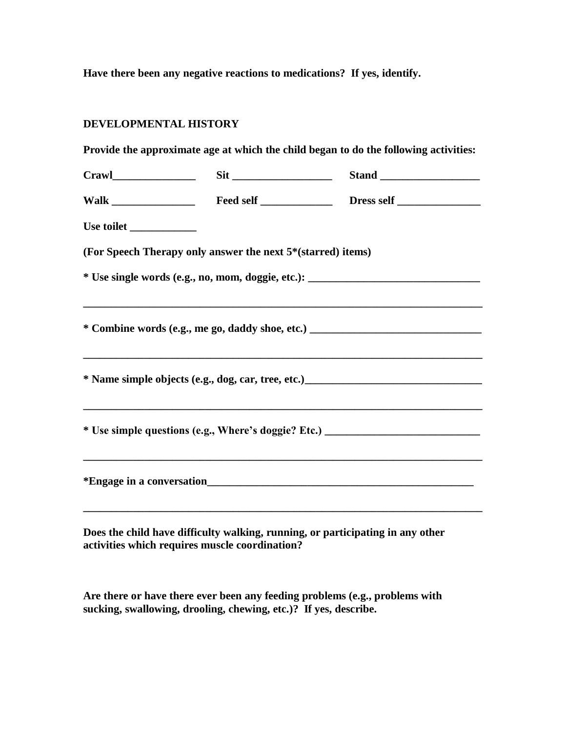**Have there been any negative reactions to medications? If yes, identify.**

## DEVELOPMENTAL HISTORY

**Provide the approximate age at which the child began to do the following activities:**

**Crawl_______________ Sit __________________ Stand __________________**

**Walk _______________ Feed self _____________ Dress self _______________**

**Use toilet ____________**

**(For Speech Therapy only answer the next 5*(starred) items)**

**\* Use single words (e.g., no, mom, doggie, etc.): _______________________________**

**___________________________________________________________________________**

**\* Combine words (e.g., me go, daddy shoe, etc.) _______________________________**

**___________________________________________________________________________**

**\* Name simple objects (e.g., dog, car, tree, etc.)________________________________**

**___________________________________________________________________________**

**\* Use simple questions (e.g., Where's doggie? Etc.) ____________________________**

**___________________________________________________________________________**

**\*Engage in a conversation__________________________________________________**

**___________________________________________________________________________**

**Does the child have difficulty walking, running, or participating in any other activities which requires muscle coordination?**

**Are there or have there ever been any feeding problems (e.g., problems with sucking, swallowing, drooling, chewing, etc.)? If yes, describe.**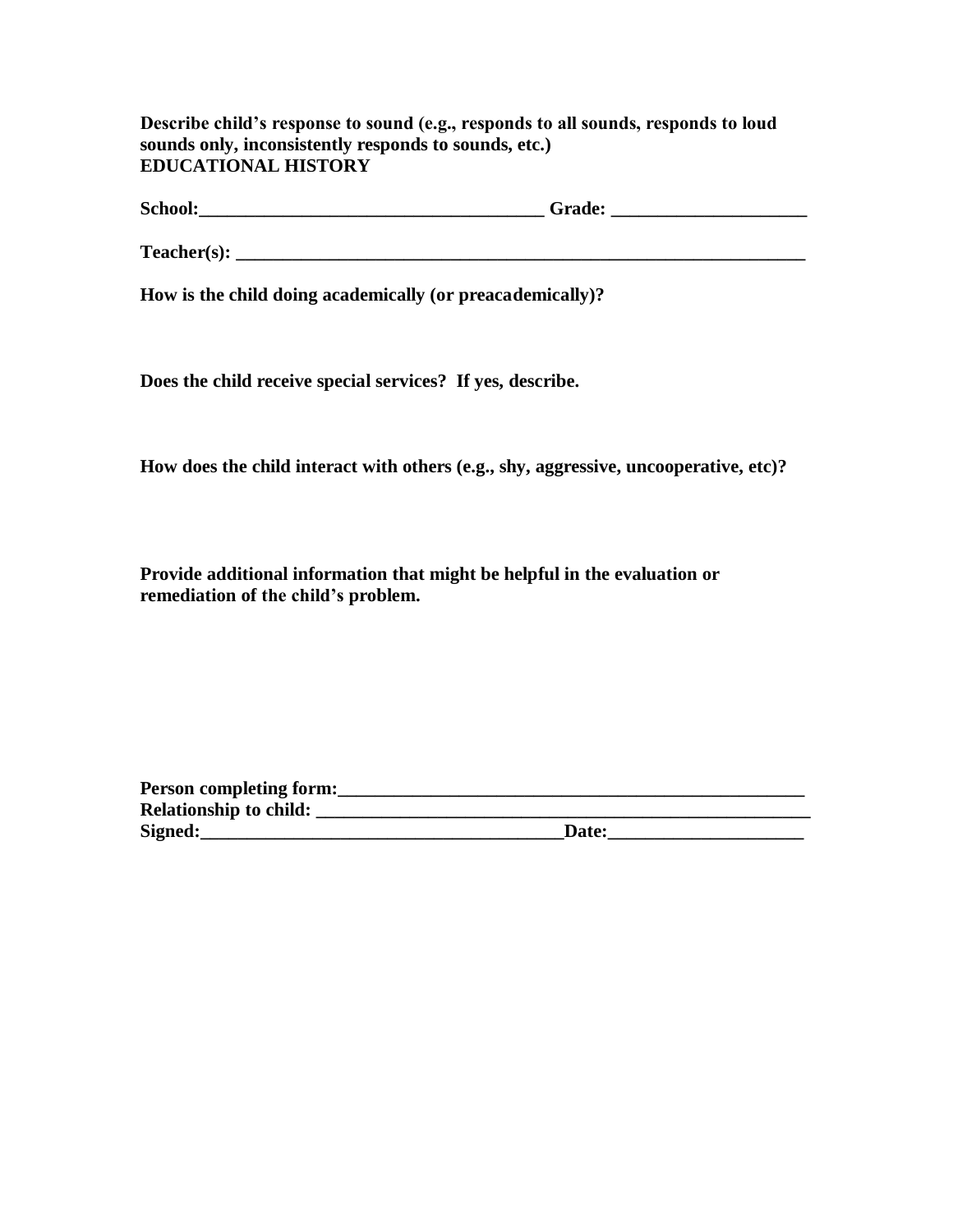**Describe child's response to sound (e.g., responds to all sounds, responds to loud sounds only, inconsistently responds to sounds, etc.)**

## EDUCATIONAL HISTORY

**School:_____________________________________ Grade: _____________________**

**Teacher(s): _______________________________________________________________**

**How is the child doing academically (or preacademically)?**

**Does the child receive special services? If yes, describe.**

**How does the child interact with others (e.g., shy, aggressive, uncooperative, etc)?**

**Provide additional information that might be helpful in the evaluation or remediation of the child's problem.**

**Person completing form:___________________________________________________**

**Relationship to child: _____________________________________________________**

**Signed:_______________________________________Date:_____________________**